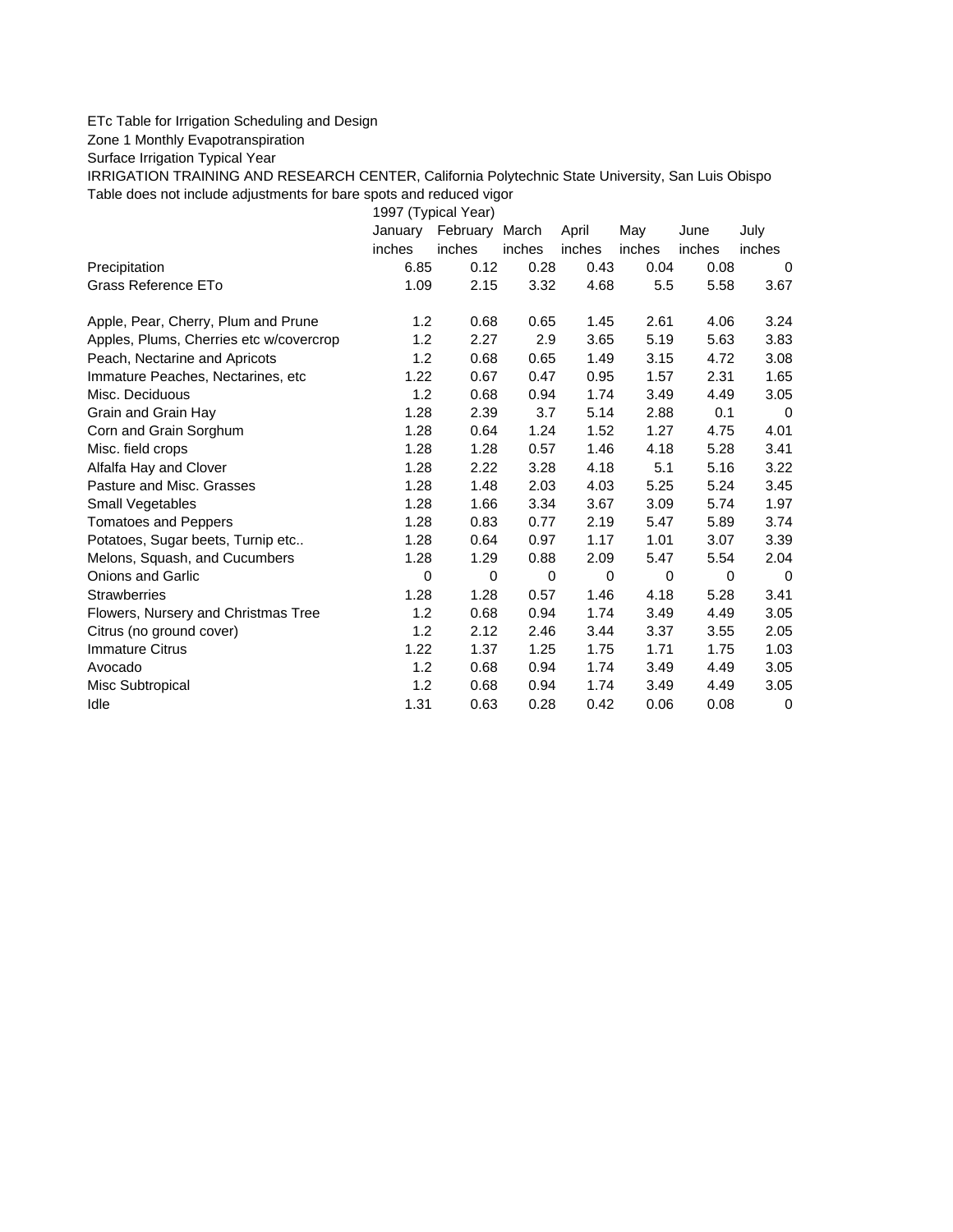ETc Table for Irrigation Scheduling and Design

Zone 1 Monthly Evapotranspiration

Surface Irrigation Typical Year

IRRIGATION TRAINING AND RESEARCH CENTER, California Polytechnic State University, San Luis Obispo

Table does not include adjustments for bare spots and reduced vigor

| | 1997 (Typical Year) | | | | | | |
|---|---|---|---|---|---|---|---|
| | January | February | March | April | May | June | July |
| | inches | inches | inches | inches | inches | inches | inches |
| Precipitation | 6.85 | 0.12 | 0.28 | 0.43 | 0.04 | 0.08 | 0 |
| Grass Reference ETo | 1.09 | 2.15 | 3.32 | 4.68 | 5.5 | 5.58 | 3.67 |
| | | | | | | | |
| Apple, Pear, Cherry, Plum and Prune | 1.2 | 0.68 | 0.65 | 1.45 | 2.61 | 4.06 | 3.24 |
| Apples, Plums, Cherries etc w/covercrop | 1.2 | 2.27 | 2.9 | 3.65 | 5.19 | 5.63 | 3.83 |
| Peach, Nectarine and Apricots | 1.2 | 0.68 | 0.65 | 1.49 | 3.15 | 4.72 | 3.08 |
| Immature Peaches, Nectarines, etc | 1.22 | 0.67 | 0.47 | 0.95 | 1.57 | 2.31 | 1.65 |
| Misc. Deciduous | 1.2 | 0.68 | 0.94 | 1.74 | 3.49 | 4.49 | 3.05 |
| Grain and Grain Hay | 1.28 | 2.39 | 3.7 | 5.14 | 2.88 | 0.1 | 0 |
| Corn and Grain Sorghum | 1.28 | 0.64 | 1.24 | 1.52 | 1.27 | 4.75 | 4.01 |
| Misc. field crops | 1.28 | 1.28 | 0.57 | 1.46 | 4.18 | 5.28 | 3.41 |
| Alfalfa Hay and Clover | 1.28 | 2.22 | 3.28 | 4.18 | 5.1 | 5.16 | 3.22 |
| Pasture and Misc. Grasses | 1.28 | 1.48 | 2.03 | 4.03 | 5.25 | 5.24 | 3.45 |
| Small Vegetables | 1.28 | 1.66 | 3.34 | 3.67 | 3.09 | 5.74 | 1.97 |
| Tomatoes and Peppers | 1.28 | 0.83 | 0.77 | 2.19 | 5.47 | 5.89 | 3.74 |
| Potatoes, Sugar beets, Turnip etc.. | 1.28 | 0.64 | 0.97 | 1.17 | 1.01 | 3.07 | 3.39 |
| Melons, Squash, and Cucumbers | 1.28 | 1.29 | 0.88 | 2.09 | 5.47 | 5.54 | 2.04 |
| Onions and Garlic | 0 | 0 | 0 | 0 | 0 | 0 | 0 |
| Strawberries | 1.28 | 1.28 | 0.57 | 1.46 | 4.18 | 5.28 | 3.41 |
| Flowers, Nursery and Christmas Tree | 1.2 | 0.68 | 0.94 | 1.74 | 3.49 | 4.49 | 3.05 |
| Citrus (no ground cover) | 1.2 | 2.12 | 2.46 | 3.44 | 3.37 | 3.55 | 2.05 |
| Immature Citrus | 1.22 | 1.37 | 1.25 | 1.75 | 1.71 | 1.75 | 1.03 |
| Avocado | 1.2 | 0.68 | 0.94 | 1.74 | 3.49 | 4.49 | 3.05 |
| Misc Subtropical | 1.2 | 0.68 | 0.94 | 1.74 | 3.49 | 4.49 | 3.05 |
| Idle | 1.31 | 0.63 | 0.28 | 0.42 | 0.06 | 0.08 | 0 |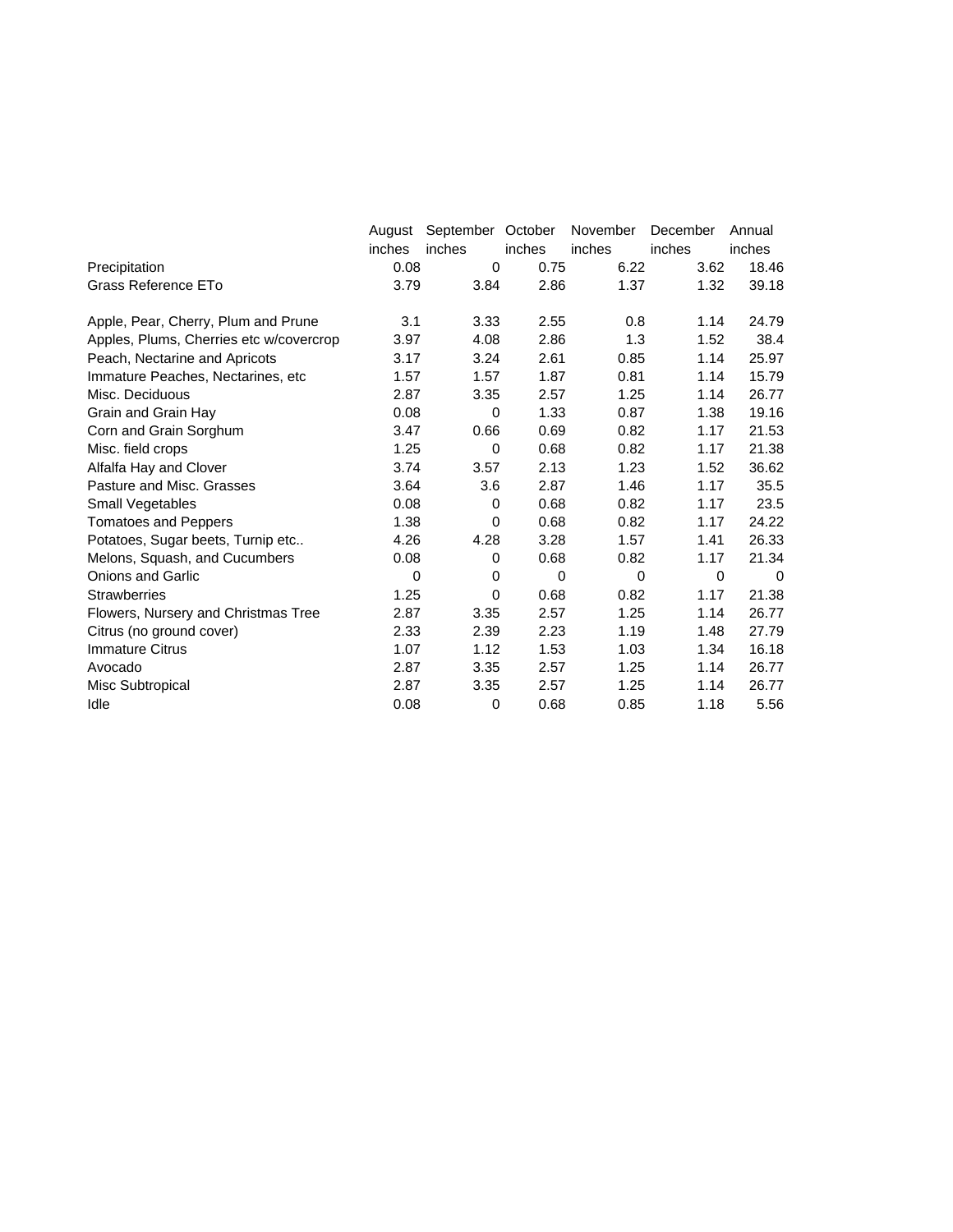| | August inches | September inches | October inches | November inches | December inches | Annual inches |
|---|---|---|---|---|---|---|
| Precipitation | 0.08 | 0 | 0.75 | 6.22 | 3.62 | 18.46 |
| Grass Reference ETo | 3.79 | 3.84 | 2.86 | 1.37 | 1.32 | 39.18 |
| | | | | | | |
| Apple, Pear, Cherry, Plum and Prune | 3.1 | 3.33 | 2.55 | 0.8 | 1.14 | 24.79 |
| Apples, Plums, Cherries etc w/covercrop | 3.97 | 4.08 | 2.86 | 1.3 | 1.52 | 38.4 |
| Peach, Nectarine and Apricots | 3.17 | 3.24 | 2.61 | 0.85 | 1.14 | 25.97 |
| Immature Peaches, Nectarines, etc | 1.57 | 1.57 | 1.87 | 0.81 | 1.14 | 15.79 |
| Misc. Deciduous | 2.87 | 3.35 | 2.57 | 1.25 | 1.14 | 26.77 |
| Grain and Grain Hay | 0.08 | 0 | 1.33 | 0.87 | 1.38 | 19.16 |
| Corn and Grain Sorghum | 3.47 | 0.66 | 0.69 | 0.82 | 1.17 | 21.53 |
| Misc. field crops | 1.25 | 0 | 0.68 | 0.82 | 1.17 | 21.38 |
| Alfalfa Hay and Clover | 3.74 | 3.57 | 2.13 | 1.23 | 1.52 | 36.62 |
| Pasture and Misc. Grasses | 3.64 | 3.6 | 2.87 | 1.46 | 1.17 | 35.5 |
| Small Vegetables | 0.08 | 0 | 0.68 | 0.82 | 1.17 | 23.5 |
| Tomatoes and Peppers | 1.38 | 0 | 0.68 | 0.82 | 1.17 | 24.22 |
| Potatoes, Sugar beets, Turnip etc.. | 4.26 | 4.28 | 3.28 | 1.57 | 1.41 | 26.33 |
| Melons, Squash, and Cucumbers | 0.08 | 0 | 0.68 | 0.82 | 1.17 | 21.34 |
| Onions and Garlic | 0 | 0 | 0 | 0 | 0 | 0 |
| Strawberries | 1.25 | 0 | 0.68 | 0.82 | 1.17 | 21.38 |
| Flowers, Nursery and Christmas Tree | 2.87 | 3.35 | 2.57 | 1.25 | 1.14 | 26.77 |
| Citrus (no ground cover) | 2.33 | 2.39 | 2.23 | 1.19 | 1.48 | 27.79 |
| Immature Citrus | 1.07 | 1.12 | 1.53 | 1.03 | 1.34 | 16.18 |
| Avocado | 2.87 | 3.35 | 2.57 | 1.25 | 1.14 | 26.77 |
| Misc Subtropical | 2.87 | 3.35 | 2.57 | 1.25 | 1.14 | 26.77 |
| Idle | 0.08 | 0 | 0.68 | 0.85 | 1.18 | 5.56 |